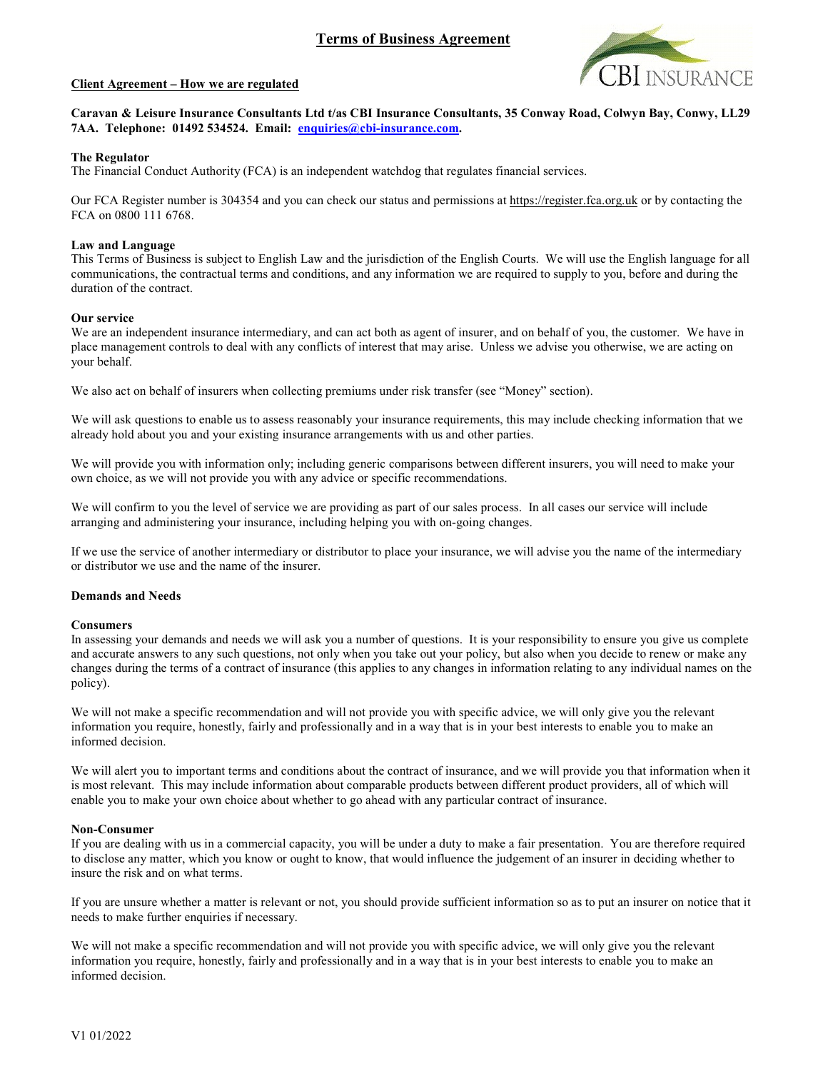# Terms of Business Agreement

## Client Agreement – How we are regulated

**Caravan & Leisure Insurance Consultants Ltd t/as CBI Insurance Consultants, 35 Conway Road, Colwyn Bay, Conwy, LL29 7AA. Telephone: 01492 534524. Email: enquiries@cbi-insurance.com.**

### The Regulator

The Financial Conduct Authority (FCA) is an independent watchdog that regulates financial services.

Our FCA Register number is 304354 and you can check our status and permissions at https://register.fca.org.uk or by contacting the FCA on 0800 111 6768.

### Law and Language

This Terms of Business is subject to English Law and the jurisdiction of the English Courts. We will use the English language for all communications, the contractual terms and conditions, and any information we are required to supply to you, before and during the duration of the contract.

### Our service

We are an independent insurance intermediary, and can act both as agent of insurer, and on behalf of you, the customer. We have in place management controls to deal with any conflicts of interest that may arise. Unless we advise you otherwise, we are acting on your behalf.

We also act on behalf of insurers when collecting premiums under risk transfer (see "Money" section).

We will ask questions to enable us to assess reasonably your insurance requirements, this may include checking information that we already hold about you and your existing insurance arrangements with us and other parties.

We will provide you with information only; including generic comparisons between different insurers, you will need to make your own choice, as we will not provide you with any advice or specific recommendations.

We will confirm to you the level of service we are providing as part of our sales process. In all cases our service will include arranging and administering your insurance, including helping you with on-going changes.

If we use the service of another intermediary or distributor to place your insurance, we will advise you the name of the intermediary or distributor we use and the name of the insurer.

### Demands and Needs

#### Consumers

In assessing your demands and needs we will ask you a number of questions. It is your responsibility to ensure you give us complete and accurate answers to any such questions, not only when you take out your policy, but also when you decide to renew or make any changes during the terms of a contract of insurance (this applies to any changes in information relating to any individual names on the policy).

We will not make a specific recommendation and will not provide you with specific advice, we will only give you the relevant information you require, honestly, fairly and professionally and in a way that is in your best interests to enable you to make an informed decision.

We will alert you to important terms and conditions about the contract of insurance, and we will provide you that information when it is most relevant. This may include information about comparable products between different product providers, all of which will enable you to make your own choice about whether to go ahead with any particular contract of insurance.

#### Non-Consumer

If you are dealing with us in a commercial capacity, you will be under a duty to make a fair presentation. You are therefore required to disclose any matter, which you know or ought to know, that would influence the judgement of an insurer in deciding whether to insure the risk and on what terms.

If you are unsure whether a matter is relevant or not, you should provide sufficient information so as to put an insurer on notice that it needs to make further enquiries if necessary.

We will not make a specific recommendation and will not provide you with specific advice, we will only give you the relevant information you require, honestly, fairly and professionally and in a way that is in your best interests to enable you to make an informed decision.

V1 01/2022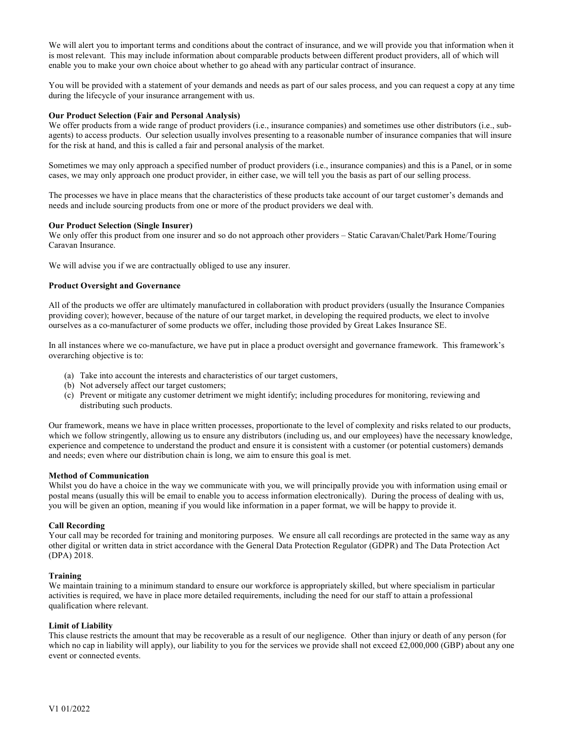We will alert you to important terms and conditions about the contract of insurance, and we will provide you that information when it is most relevant. This may include information about comparable products between different product providers, all of which will enable you to make your own choice about whether to go ahead with any particular contract of insurance.

You will be provided with a statement of your demands and needs as part of our sales process, and you can request a copy at any time during the lifecycle of your insurance arrangement with us.

**Our Product Selection (Fair and Personal Analysis)**

We offer products from a wide range of product providers (i.e., insurance companies) and sometimes use other distributors (i.e., sub-agents) to access products. Our selection usually involves presenting to a reasonable number of insurance companies that will insure for the risk at hand, and this is called a fair and personal analysis of the market.

Sometimes we may only approach a specified number of product providers (i.e., insurance companies) and this is a Panel, or in some cases, we may only approach one product provider, in either case, we will tell you the basis as part of our selling process.

The processes we have in place means that the characteristics of these products take account of our target customer's demands and needs and include sourcing products from one or more of the product providers we deal with.

**Our Product Selection (Single Insurer)**

We only offer this product from one insurer and so do not approach other providers – Static Caravan/Chalet/Park Home/Touring Caravan Insurance.

We will advise you if we are contractually obliged to use any insurer.

**Product Oversight and Governance**

All of the products we offer are ultimately manufactured in collaboration with product providers (usually the Insurance Companies providing cover); however, because of the nature of our target market, in developing the required products, we elect to involve ourselves as a co-manufacturer of some products we offer, including those provided by Great Lakes Insurance SE.

In all instances where we co-manufacture, we have put in place a product oversight and governance framework. This framework's overarching objective is to:

(a) Take into account the interests and characteristics of our target customers,
(b) Not adversely affect our target customers;
(c) Prevent or mitigate any customer detriment we might identify; including procedures for monitoring, reviewing and distributing such products.

Our framework, means we have in place written processes, proportionate to the level of complexity and risks related to our products, which we follow stringently, allowing us to ensure any distributors (including us, and our employees) have the necessary knowledge, experience and competence to understand the product and ensure it is consistent with a customer (or potential customers) demands and needs; even where our distribution chain is long, we aim to ensure this goal is met.

**Method of Communication**

Whilst you do have a choice in the way we communicate with you, we will principally provide you with information using email or postal means (usually this will be email to enable you to access information electronically). During the process of dealing with us, you will be given an option, meaning if you would like information in a paper format, we will be happy to provide it.

**Call Recording**

Your call may be recorded for training and monitoring purposes. We ensure all call recordings are protected in the same way as any other digital or written data in strict accordance with the General Data Protection Regulator (GDPR) and The Data Protection Act (DPA) 2018.

**Training**

We maintain training to a minimum standard to ensure our workforce is appropriately skilled, but where specialism in particular activities is required, we have in place more detailed requirements, including the need for our staff to attain a professional qualification where relevant.

**Limit of Liability**

This clause restricts the amount that may be recoverable as a result of our negligence. Other than injury or death of any person (for which no cap in liability will apply), our liability to you for the services we provide shall not exceed £2,000,000 (GBP) about any one event or connected events.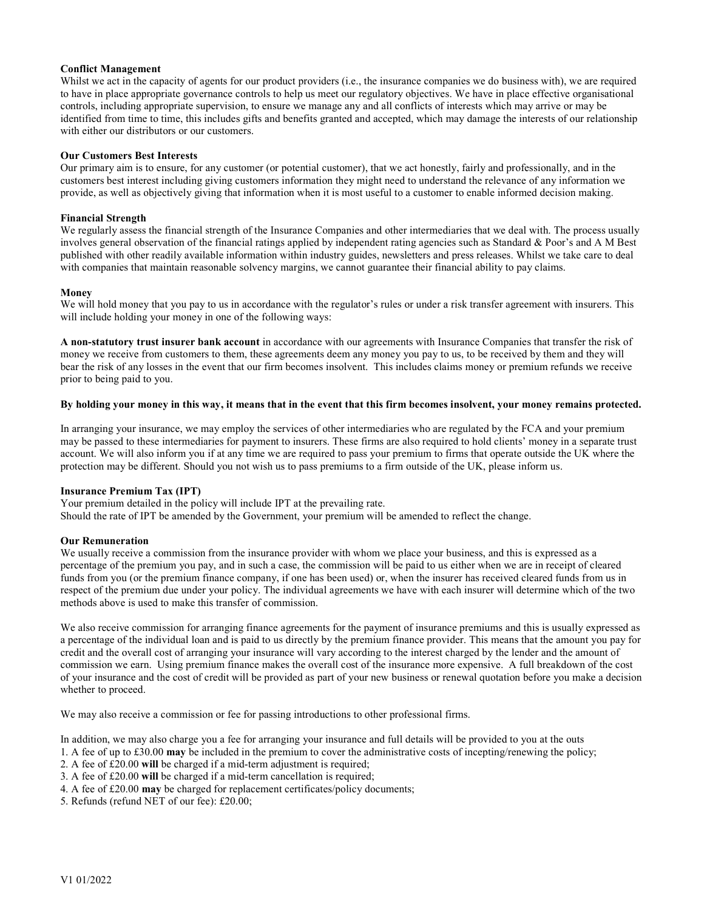**Conflict Management**

Whilst we act in the capacity of agents for our product providers (i.e., the insurance companies we do business with), we are required to have in place appropriate governance controls to help us meet our regulatory objectives. We have in place effective organisational controls, including appropriate supervision, to ensure we manage any and all conflicts of interests which may arrive or may be identified from time to time, this includes gifts and benefits granted and accepted, which may damage the interests of our relationship with either our distributors or our customers.

**Our Customers Best Interests**

Our primary aim is to ensure, for any customer (or potential customer), that we act honestly, fairly and professionally, and in the customers best interest including giving customers information they might need to understand the relevance of any information we provide, as well as objectively giving that information when it is most useful to a customer to enable informed decision making.

**Financial Strength**

We regularly assess the financial strength of the Insurance Companies and other intermediaries that we deal with. The process usually involves general observation of the financial ratings applied by independent rating agencies such as Standard & Poor's and A M Best published with other readily available information within industry guides, newsletters and press releases. Whilst we take care to deal with companies that maintain reasonable solvency margins, we cannot guarantee their financial ability to pay claims.

**Money**

We will hold money that you pay to us in accordance with the regulator's rules or under a risk transfer agreement with insurers. This will include holding your money in one of the following ways:

**A non-statutory trust insurer bank account** in accordance with our agreements with Insurance Companies that transfer the risk of money we receive from customers to them, these agreements deem any money you pay to us, to be received by them and they will bear the risk of any losses in the event that our firm becomes insolvent. This includes claims money or premium refunds we receive prior to being paid to you.

**By holding your money in this way, it means that in the event that this firm becomes insolvent, your money remains protected.**

In arranging your insurance, we may employ the services of other intermediaries who are regulated by the FCA and your premium may be passed to these intermediaries for payment to insurers. These firms are also required to hold clients' money in a separate trust account. We will also inform you if at any time we are required to pass your premium to firms that operate outside the UK where the protection may be different. Should you not wish us to pass premiums to a firm outside of the UK, please inform us.

**Insurance Premium Tax (IPT)**

Your premium detailed in the policy will include IPT at the prevailing rate.
Should the rate of IPT be amended by the Government, your premium will be amended to reflect the change.

**Our Remuneration**

We usually receive a commission from the insurance provider with whom we place your business, and this is expressed as a percentage of the premium you pay, and in such a case, the commission will be paid to us either when we are in receipt of cleared funds from you (or the premium finance company, if one has been used) or, when the insurer has received cleared funds from us in respect of the premium due under your policy. The individual agreements we have with each insurer will determine which of the two methods above is used to make this transfer of commission.

We also receive commission for arranging finance agreements for the payment of insurance premiums and this is usually expressed as a percentage of the individual loan and is paid to us directly by the premium finance provider. This means that the amount you pay for credit and the overall cost of arranging your insurance will vary according to the interest charged by the lender and the amount of commission we earn. Using premium finance makes the overall cost of the insurance more expensive. A full breakdown of the cost of your insurance and the cost of credit will be provided as part of your new business or renewal quotation before you make a decision whether to proceed.

We may also receive a commission or fee for passing introductions to other professional firms.

In addition, we may also charge you a fee for arranging your insurance and full details will be provided to you at the outs

1. A fee of up to £30.00 **may** be included in the premium to cover the administrative costs of incepting/renewing the policy;
2. A fee of £20.00 **will** be charged if a mid-term adjustment is required;
3. A fee of £20.00 **will** be charged if a mid-term cancellation is required;
4. A fee of £20.00 **may** be charged for replacement certificates/policy documents;
5. Refunds (refund NET of our fee): £20.00;

V1 01/2022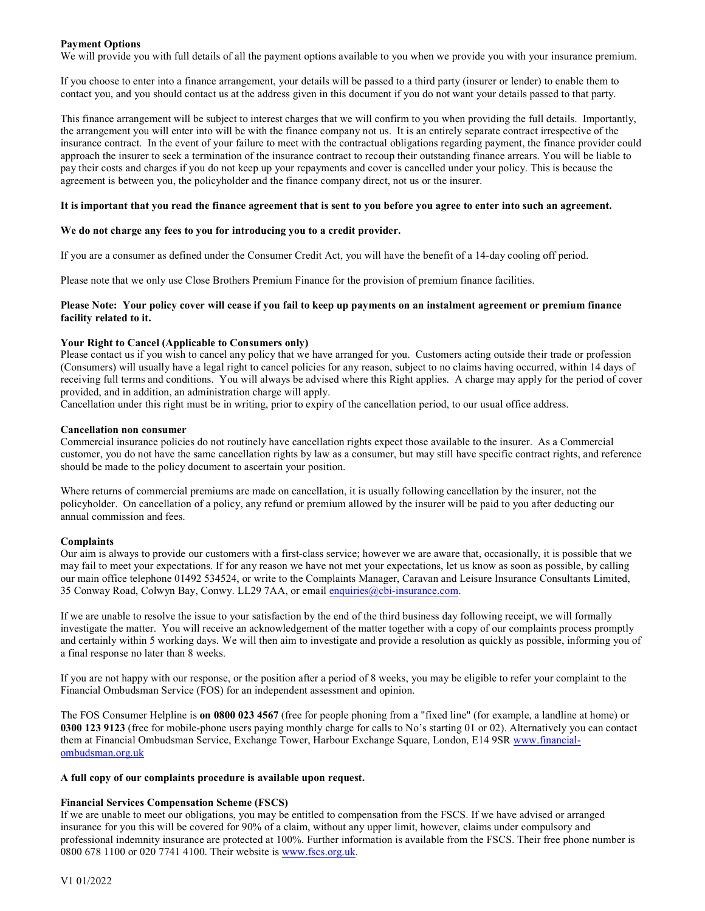**Payment Options**

We will provide you with full details of all the payment options available to you when we provide you with your insurance premium.

If you choose to enter into a finance arrangement, your details will be passed to a third party (insurer or lender) to enable them to contact you, and you should contact us at the address given in this document if you do not want your details passed to that party.

This finance arrangement will be subject to interest charges that we will confirm to you when providing the full details. Importantly, the arrangement you will enter into will be with the finance company not us. It is an entirely separate contract irrespective of the insurance contract. In the event of your failure to meet with the contractual obligations regarding payment, the finance provider could approach the insurer to seek a termination of the insurance contract to recoup their outstanding finance arrears. You will be liable to pay their costs and charges if you do not keep up your repayments and cover is cancelled under your policy. This is because the agreement is between you, the policyholder and the finance company direct, not us or the insurer.

**It is important that you read the finance agreement that is sent to you before you agree to enter into such an agreement.**

**We do not charge any fees to you for introducing you to a credit provider.**

If you are a consumer as defined under the Consumer Credit Act, you will have the benefit of a 14-day cooling off period.

Please note that we only use Close Brothers Premium Finance for the provision of premium finance facilities.

**Please Note: Your policy cover will cease if you fail to keep up payments on an instalment agreement or premium finance facility related to it.**

**Your Right to Cancel (Applicable to Consumers only)**

Please contact us if you wish to cancel any policy that we have arranged for you. Customers acting outside their trade or profession (Consumers) will usually have a legal right to cancel policies for any reason, subject to no claims having occurred, within 14 days of receiving full terms and conditions. You will always be advised where this Right applies. A charge may apply for the period of cover provided, and in addition, an administration charge will apply.

Cancellation under this right must be in writing, prior to expiry of the cancellation period, to our usual office address.

**Cancellation non consumer**

Commercial insurance policies do not routinely have cancellation rights expect those available to the insurer. As a Commercial customer, you do not have the same cancellation rights by law as a consumer, but may still have specific contract rights, and reference should be made to the policy document to ascertain your position.

Where returns of commercial premiums are made on cancellation, it is usually following cancellation by the insurer, not the policyholder. On cancellation of a policy, any refund or premium allowed by the insurer will be paid to you after deducting our annual commission and fees.

**Complaints**

Our aim is always to provide our customers with a first-class service; however we are aware that, occasionally, it is possible that we may fail to meet your expectations. If for any reason we have not met your expectations, let us know as soon as possible, by calling our main office telephone 01492 534524, or write to the Complaints Manager, Caravan and Leisure Insurance Consultants Limited, 35 Conway Road, Colwyn Bay, Conwy. LL29 7AA, or email [enquiries@cbi-insurance.com](mailto:enquiries@cbi-insurance.com).

If we are unable to resolve the issue to your satisfaction by the end of the third business day following receipt, we will formally investigate the matter. You will receive an acknowledgement of the matter together with a copy of our complaints process promptly and certainly within 5 working days. We will then aim to investigate and provide a resolution as quickly as possible, informing you of a final response no later than 8 weeks.

If you are not happy with our response, or the position after a period of 8 weeks, you may be eligible to refer your complaint to the Financial Ombudsman Service (FOS) for an independent assessment and opinion.

The FOS Consumer Helpline is **on 0800 023 4567** (free for people phoning from a "fixed line" (for example, a landline at home) or **0300 123 9123** (free for mobile-phone users paying monthly charge for calls to No's starting 01 or 02). Alternatively you can contact them at Financial Ombudsman Service, Exchange Tower, Harbour Exchange Square, London, E14 9SR [www.financial-ombudsman.org.uk](http://www.financial-ombudsman.org.uk)

**A full copy of our complaints procedure is available upon request.**

**Financial Services Compensation Scheme (FSCS)**

If we are unable to meet our obligations, you may be entitled to compensation from the FSCS. If we have advised or arranged insurance for you this will be covered for 90% of a claim, without any upper limit, however, claims under compulsory and professional indemnity insurance are protected at 100%. Further information is available from the FSCS. Their free phone number is 0800 678 1100 or 020 7741 4100. Their website is [www.fscs.org.uk](http://www.fscs.org.uk).

V1 01/2022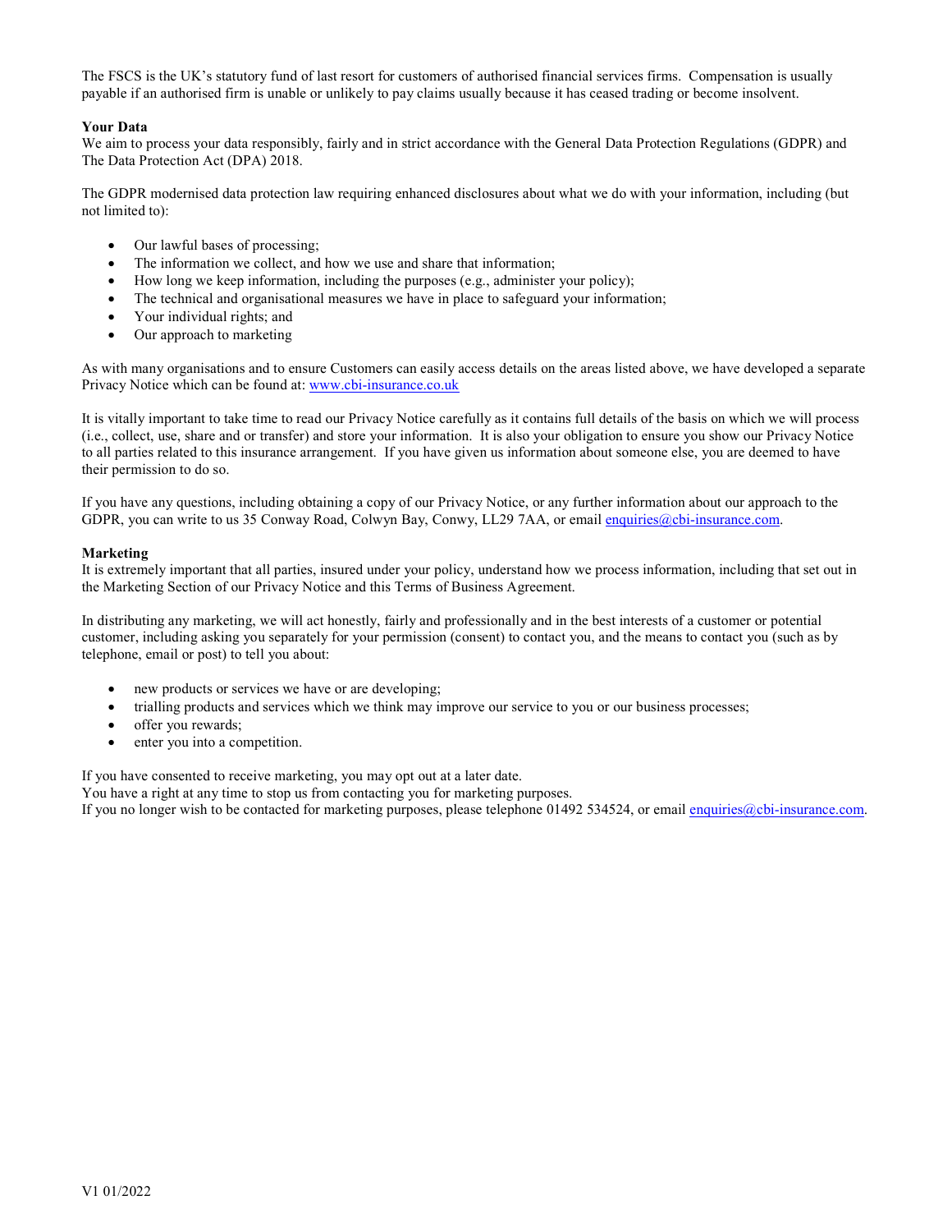The FSCS is the UK's statutory fund of last resort for customers of authorised financial services firms. Compensation is usually payable if an authorised firm is unable or unlikely to pay claims usually because it has ceased trading or become insolvent.

**Your Data**

We aim to process your data responsibly, fairly and in strict accordance with the General Data Protection Regulations (GDPR) and The Data Protection Act (DPA) 2018.

The GDPR modernised data protection law requiring enhanced disclosures about what we do with your information, including (but not limited to):

- Our lawful bases of processing;
- The information we collect, and how we use and share that information;
- How long we keep information, including the purposes (e.g., administer your policy);
- The technical and organisational measures we have in place to safeguard your information;
- Your individual rights; and
- Our approach to marketing

As with many organisations and to ensure Customers can easily access details on the areas listed above, we have developed a separate Privacy Notice which can be found at: www.cbi-insurance.co.uk

It is vitally important to take time to read our Privacy Notice carefully as it contains full details of the basis on which we will process (i.e., collect, use, share and or transfer) and store your information. It is also your obligation to ensure you show our Privacy Notice to all parties related to this insurance arrangement. If you have given us information about someone else, you are deemed to have their permission to do so.

If you have any questions, including obtaining a copy of our Privacy Notice, or any further information about our approach to the GDPR, you can write to us 35 Conway Road, Colwyn Bay, Conwy, LL29 7AA, or email enquiries@cbi-insurance.com.

**Marketing**

It is extremely important that all parties, insured under your policy, understand how we process information, including that set out in the Marketing Section of our Privacy Notice and this Terms of Business Agreement.

In distributing any marketing, we will act honestly, fairly and professionally and in the best interests of a customer or potential customer, including asking you separately for your permission (consent) to contact you, and the means to contact you (such as by telephone, email or post) to tell you about:

- new products or services we have or are developing;
- trialling products and services which we think may improve our service to you or our business processes;
- offer you rewards;
- enter you into a competition.

If you have consented to receive marketing, you may opt out at a later date.
You have a right at any time to stop us from contacting you for marketing purposes.
If you no longer wish to be contacted for marketing purposes, please telephone 01492 534524, or email enquiries@cbi-insurance.com.

V1 01/2022